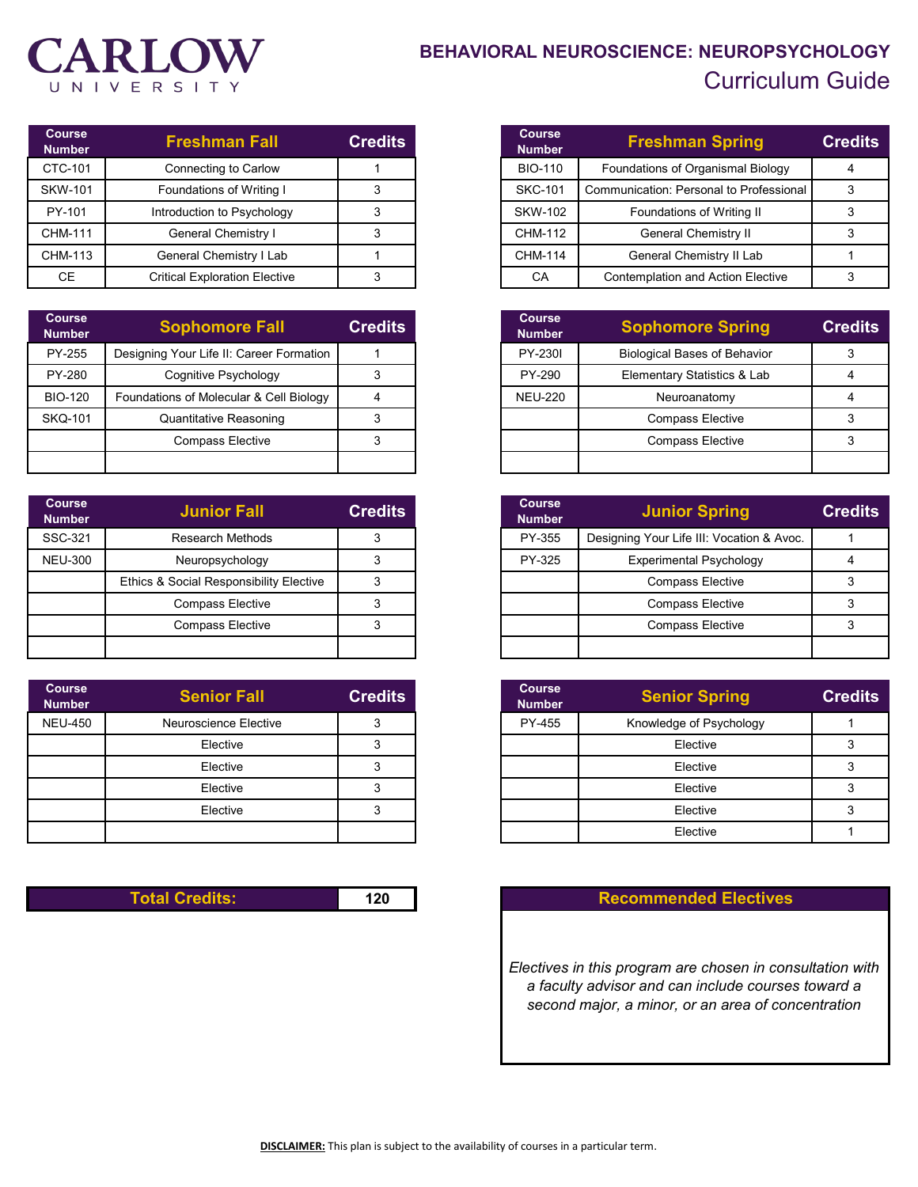# CARLOW UNIVERSITY

## BEHAVIORAL NEUROSCIENCE: NEUROPSYCHOLOGY

## Curriculum Guide

| Course Number | Freshman Fall | Credits |
|---|---|---|
| CTC-101 | Connecting to Carlow | 1 |
| SKW-101 | Foundations of Writing I | 3 |
| PY-101 | Introduction to Psychology | 3 |
| CHM-111 | General Chemistry I | 3 |
| CHM-113 | General Chemistry I Lab | 1 |
| CE | Critical Exploration Elective | 3 |

| Course Number | Freshman Spring | Credits |
|---|---|---|
| BIO-110 | Foundations of Organismal Biology | 4 |
| SKC-101 | Communication: Personal to Professional | 3 |
| SKW-102 | Foundations of Writing II | 3 |
| CHM-112 | General Chemistry II | 3 |
| CHM-114 | General Chemistry II Lab | 1 |
| CA | Contemplation and Action Elective | 3 |

| Course Number | Sophomore Fall | Credits |
|---|---|---|
| PY-255 | Designing Your Life II: Career Formation | 1 |
| PY-280 | Cognitive Psychology | 3 |
| BIO-120 | Foundations of Molecular & Cell Biology | 4 |
| SKQ-101 | Quantitative Reasoning | 3 |
| | Compass Elective | 3 |
| | | |

| Course Number | Sophomore Spring | Credits |
|---|---|---|
| PY-230I | Biological Bases of Behavior | 3 |
| PY-290 | Elementary Statistics & Lab | 4 |
| NEU-220 | Neuroanatomy | 4 |
| | Compass Elective | 3 |
| | Compass Elective | 3 |
| | | |

| Course Number | Junior Fall | Credits |
|---|---|---|
| SSC-321 | Research Methods | 3 |
| NEU-300 | Neuropsychology | 3 |
| | Ethics & Social Responsibility Elective | 3 |
| | Compass Elective | 3 |
| | Compass Elective | 3 |
| | | |

| Course Number | Junior Spring | Credits |
|---|---|---|
| PY-355 | Designing Your Life III: Vocation & Avoc. | 1 |
| PY-325 | Experimental Psychology | 4 |
| | Compass Elective | 3 |
| | Compass Elective | 3 |
| | Compass Elective | 3 |
| | | |

| Course Number | Senior Fall | Credits |
|---|---|---|
| NEU-450 | Neuroscience Elective | 3 |
| | Elective | 3 |
| | Elective | 3 |
| | Elective | 3 |
| | Elective | 3 |
| | | |

| Course Number | Senior Spring | Credits |
|---|---|---|
| PY-455 | Knowledge of Psychology | 1 |
| | Elective | 3 |
| | Elective | 3 |
| | Elective | 3 |
| | Elective | 3 |
| | Elective | 1 |

| Total Credits: | 120 |
|---|---|

### Recommended Electives

*Electives in this program are chosen in consultation with a faculty advisor and can include courses toward a second major, a minor, or an area of concentration*

**DISCLAIMER:** This plan is subject to the availability of courses in a particular term.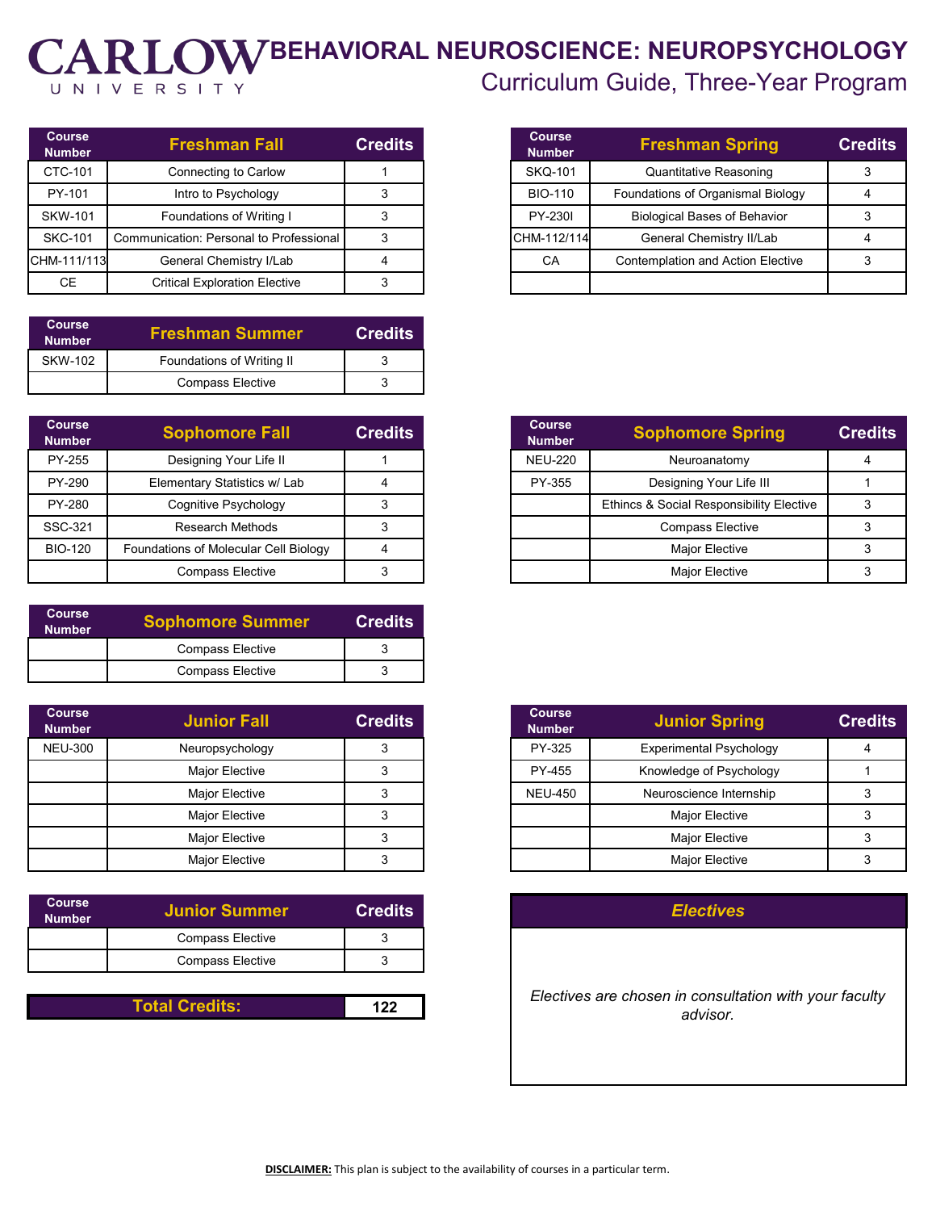# CARLOW UNIVERSITY

# BEHAVIORAL NEUROSCIENCE: NEUROPSYCHOLOGY

## Curriculum Guide, Three-Year Program

| Course Number | Freshman Fall | Credits |
|---|---|---|
| CTC-101 | Connecting to Carlow | 1 |
| PY-101 | Intro to Psychology | 3 |
| SKW-101 | Foundations of Writing I | 3 |
| SKC-101 | Communication: Personal to Professional | 3 |
| CHM-111/113 | General Chemistry I/Lab | 4 |
| CE | Critical Exploration Elective | 3 |

| Course Number | Freshman Spring | Credits |
|---|---|---|
| SKQ-101 | Quantitative Reasoning | 3 |
| BIO-110 | Foundations of Organismal Biology | 4 |
| PY-230I | Biological Bases of Behavior | 3 |
| CHM-112/114 | General Chemistry II/Lab | 4 |
| CA | Contemplation and Action Elective | 3 |
| | | |

| Course Number | Freshman Summer | Credits |
|---|---|---|
| SKW-102 | Foundations of Writing II | 3 |
| | Compass Elective | 3 |

| Course Number | Sophomore Fall | Credits |
|---|---|---|
| PY-255 | Designing Your Life II | 1 |
| PY-290 | Elementary Statistics w/ Lab | 4 |
| PY-280 | Cognitive Psychology | 3 |
| SSC-321 | Research Methods | 3 |
| BIO-120 | Foundations of Molecular Cell Biology | 4 |
| | Compass Elective | 3 |

| Course Number | Sophomore Spring | Credits |
|---|---|---|
| NEU-220 | Neuroanatomy | 4 |
| PY-355 | Designing Your Life III | 1 |
| | Ethincs & Social Responsibility Elective | 3 |
| | Compass Elective | 3 |
| | Major Elective | 3 |
| | Major Elective | 3 |

| Course Number | Sophomore Summer | Credits |
|---|---|---|
| | Compass Elective | 3 |
| | Compass Elective | 3 |

| Course Number | Junior Fall | Credits |
|---|---|---|
| NEU-300 | Neuropsychology | 3 |
| | Major Elective | 3 |
| | Major Elective | 3 |
| | Major Elective | 3 |
| | Major Elective | 3 |
| | Major Elective | 3 |

| Course Number | Junior Spring | Credits |
|---|---|---|
| PY-325 | Experimental Psychology | 4 |
| PY-455 | Knowledge of Psychology | 1 |
| NEU-450 | Neuroscience Internship | 3 |
| | Major Elective | 3 |
| | Major Elective | 3 |
| | Major Elective | 3 |

| Course Number | Junior Summer | Credits |
|---|---|---|
| | Compass Elective | 3 |
| | Compass Elective | 3 |

| Total Credits: | 122 |
|---|---|

### *Electives*

*Electives are chosen in consultation with your faculty advisor.*

**DISCLAIMER:** This plan is subject to the availability of courses in a particular term.